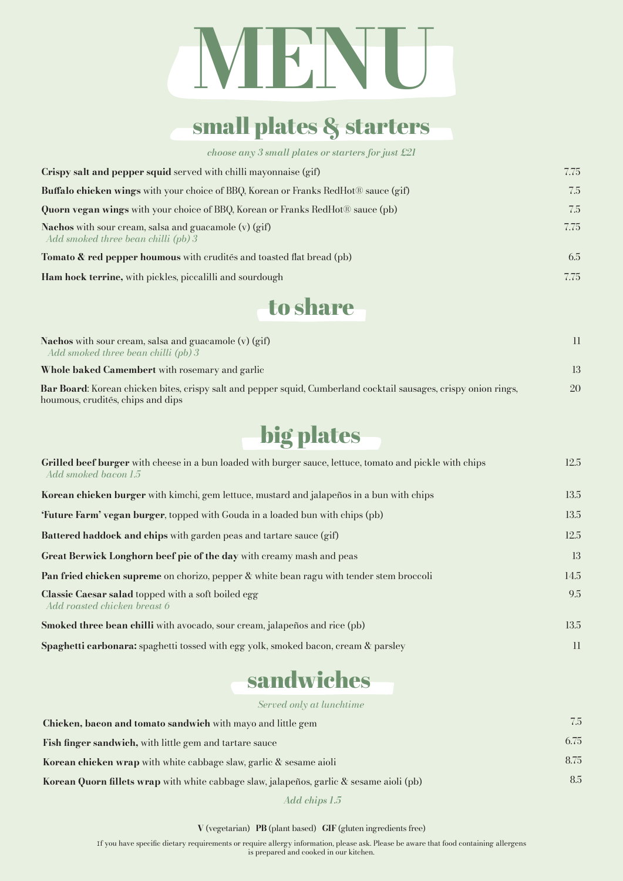# MENU

## small plates & starters

*choose any 3 small plates or starters for just £21*

**Crispy salt and pepper squid** served with chilli mayonnaise (gif) 7.75

**Buffalo chicken wings** with your choice of BBQ, Korean or Franks RedHot® sauce (gif) 7.5

**Quorn vegan wings** with your choice of BBQ, Korean or Franks RedHot® sauce (pb) 7.5

**Nachos** with sour cream, salsa and guacamole (v) (gif) 7.75
*Add smoked three bean chilli (pb) 3*

**Tomato & red pepper houmous** with crudités and toasted flat bread (pb) 6.5

**Ham hock terrine,** with pickles, piccalilli and sourdough 7.75

## to share

**Nachos** with sour cream, salsa and guacamole (v) (gif) 11
*Add smoked three bean chilli (pb) 3*

**Whole baked Camembert** with rosemary and garlic 13

**Bar Board**: Korean chicken bites, crispy salt and pepper squid, Cumberland cocktail sausages, crispy onion rings, houmous, crudités, chips and dips 20

## big plates

**Grilled beef burger** with cheese in a bun loaded with burger sauce, lettuce, tomato and pickle with chips 12.5
*Add smoked bacon 1.5*

**Korean chicken burger** with kimchi, gem lettuce, mustard and jalapeños in a bun with chips 13.5

**'Future Farm' vegan burger**, topped with Gouda in a loaded bun with chips (pb) 13.5

**Battered haddock and chips** with garden peas and tartare sauce (gif) 12.5

**Great Berwick Longhorn beef pie of the day** with creamy mash and peas 13

**Pan fried chicken supreme** on chorizo, pepper & white bean ragu with tender stem broccoli 14.5

**Classic Caesar salad** topped with a soft boiled egg 9.5
*Add roasted chicken breast 6*

**Smoked three bean chilli** with avocado, sour cream, jalapeños and rice (pb) 13.5

**Spaghetti carbonara:** spaghetti tossed with egg yolk, smoked bacon, cream & parsley 11

## sandwiches

*Served only at lunchtime*

**Chicken, bacon and tomato sandwich** with mayo and little gem 7.5

**Fish finger sandwich,** with little gem and tartare sauce 6.75

**Korean chicken wrap** with white cabbage slaw, garlic & sesame aioli 8.75

**Korean Quorn fillets wrap** with white cabbage slaw, jalapeños, garlic & sesame aioli (pb) 8.5

*Add chips 1.5*

**V** (vegetarian) **PB** (plant based) **GIF** (gluten ingredients free)

If you have specific dietary requirements or require allergy information, please ask. Please be aware that food containing allergens is prepared and cooked in our kitchen.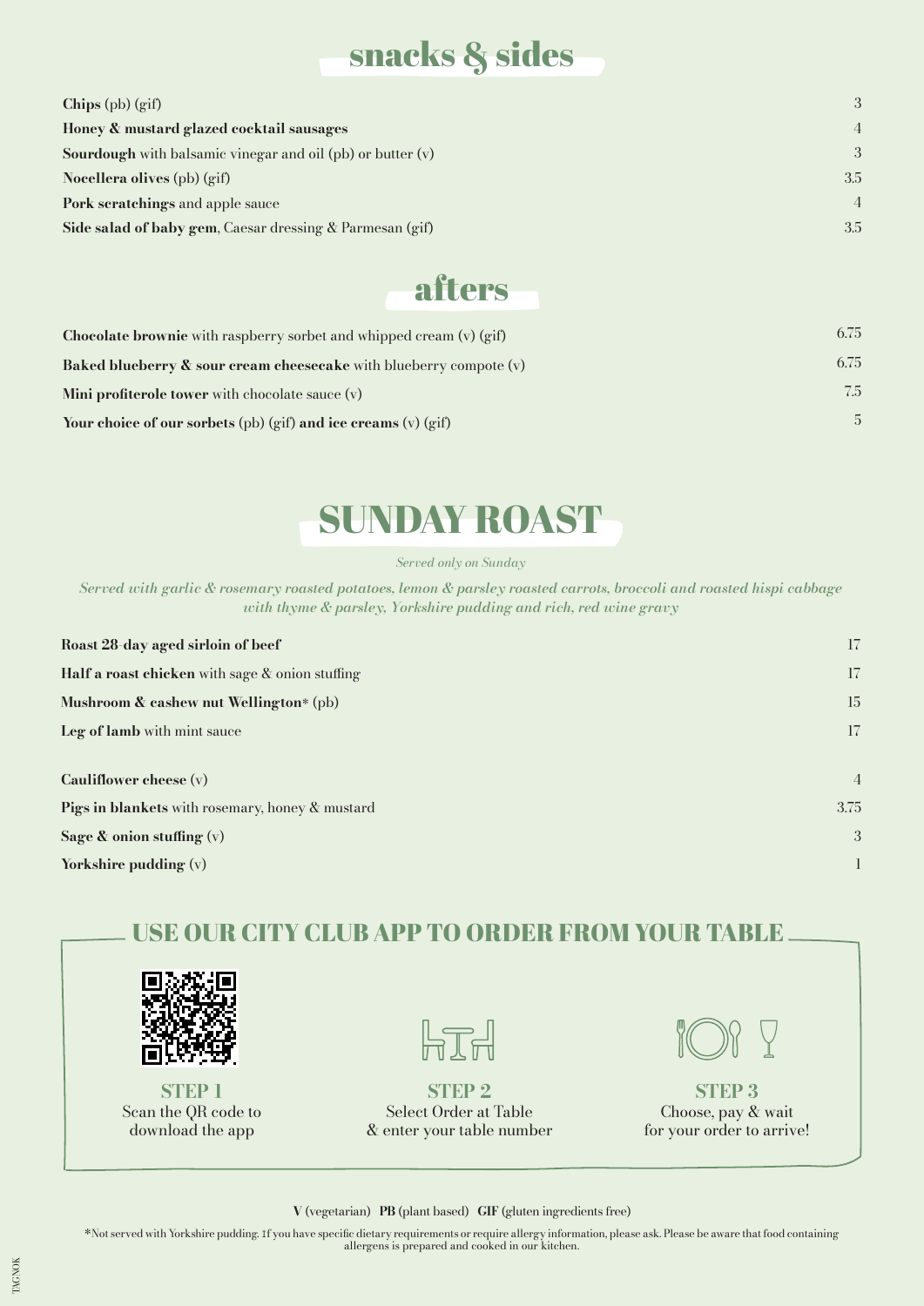# snacks & sides

| | |
|---|---|
| **Chips** (pb) (gif) | 3 |
| **Honey & mustard glazed cocktail sausages** | 4 |
| **Sourdough** with balsamic vinegar and oil (pb) or butter (v) | 3 |
| **Nocellera olives** (pb) (gif) | 3.5 |
| **Pork scratchings** and apple sauce | 4 |
| **Side salad of baby gem**, Caesar dressing & Parmesan (gif) | 3.5 |

# afters

| | |
|---|---|
| **Chocolate brownie** with raspberry sorbet and whipped cream (v) (gif) | 6.75 |
| **Baked blueberry & sour cream cheesecake** with blueberry compote (v) | 6.75 |
| **Mini profiterole tower** with chocolate sauce (v) | 7.5 |
| **Your choice of our sorbets** (pb) (gif) **and ice creams** (v) (gif) | 5 |

# SUNDAY ROAST

*Served only on Sunday*

*Served with garlic & rosemary roasted potatoes, lemon & parsley roasted carrots, broccoli and roasted hispi cabbage with thyme & parsley, Yorkshire pudding and rich, red wine gravy*

| | |
|---|---|
| **Roast 28-day aged sirloin of beef** | 17 |
| **Half a roast chicken** with sage & onion stuffing | 17 |
| **Mushroom & cashew nut Wellington*** (pb) | 15 |
| **Leg of lamb** with mint sauce | 17 |
| **Cauliflower cheese** (v) | 4 |
| **Pigs in blankets** with rosemary, honey & mustard | 3.75 |
| **Sage & onion stuffing** (v) | 3 |
| **Yorkshire pudding** (v) | 1 |

## USE OUR CITY CLUB APP TO ORDER FROM YOUR TABLE

**STEP 1**
Scan the QR code to download the app

**STEP 2**
Select Order at Table & enter your table number

**STEP 3**
Choose, pay & wait for your order to arrive!

**V** (vegetarian) **PB** (plant based) **GIF** (gluten ingredients free)

*Not served with Yorkshire pudding. If you have specific dietary requirements or require allergy information, please ask. Please be aware that food containing allergens is prepared and cooked in our kitchen.

TAGNOK